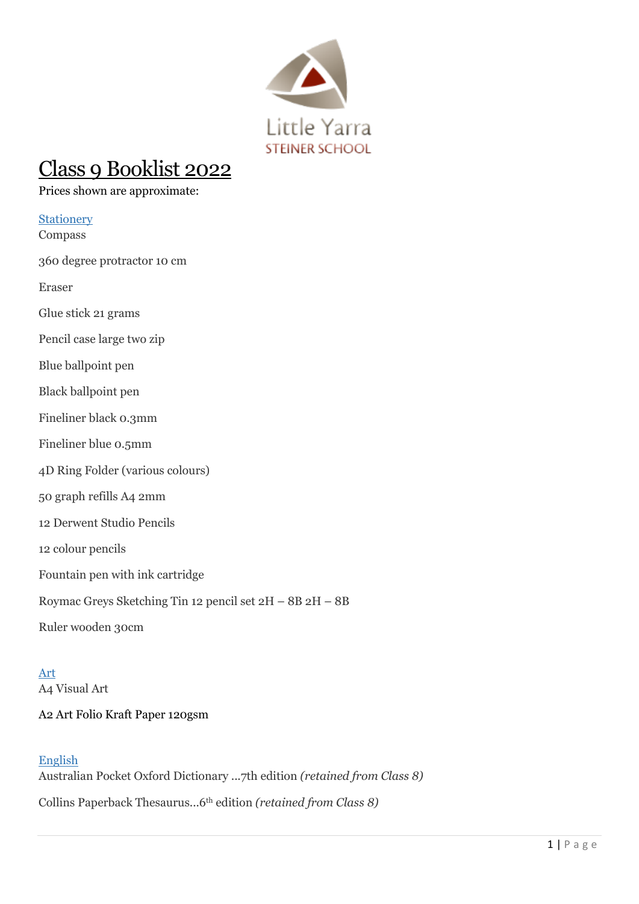Little Yarra
STEINER SCHOOL

# Class 9 Booklist 2022

Prices shown are approximate:

## Stationery

Compass

360 degree protractor 10 cm

Eraser

Glue stick 21 grams

Pencil case large two zip

Blue ballpoint pen

Black ballpoint pen

Fineliner black 0.3mm

Fineliner blue 0.5mm

4D Ring Folder (various colours)

50 graph refills A4 2mm

12 Derwent Studio Pencils

12 colour pencils

Fountain pen with ink cartridge

Roymac Greys Sketching Tin 12 pencil set 2H – 8B 2H – 8B

Ruler wooden 30cm

## Art

A4 Visual Art

A2 Art Folio Kraft Paper 120gsm

## English

Australian Pocket Oxford Dictionary …7th edition *(retained from Class 8)*

Collins Paperback Thesaurus…6th edition *(retained from Class 8)*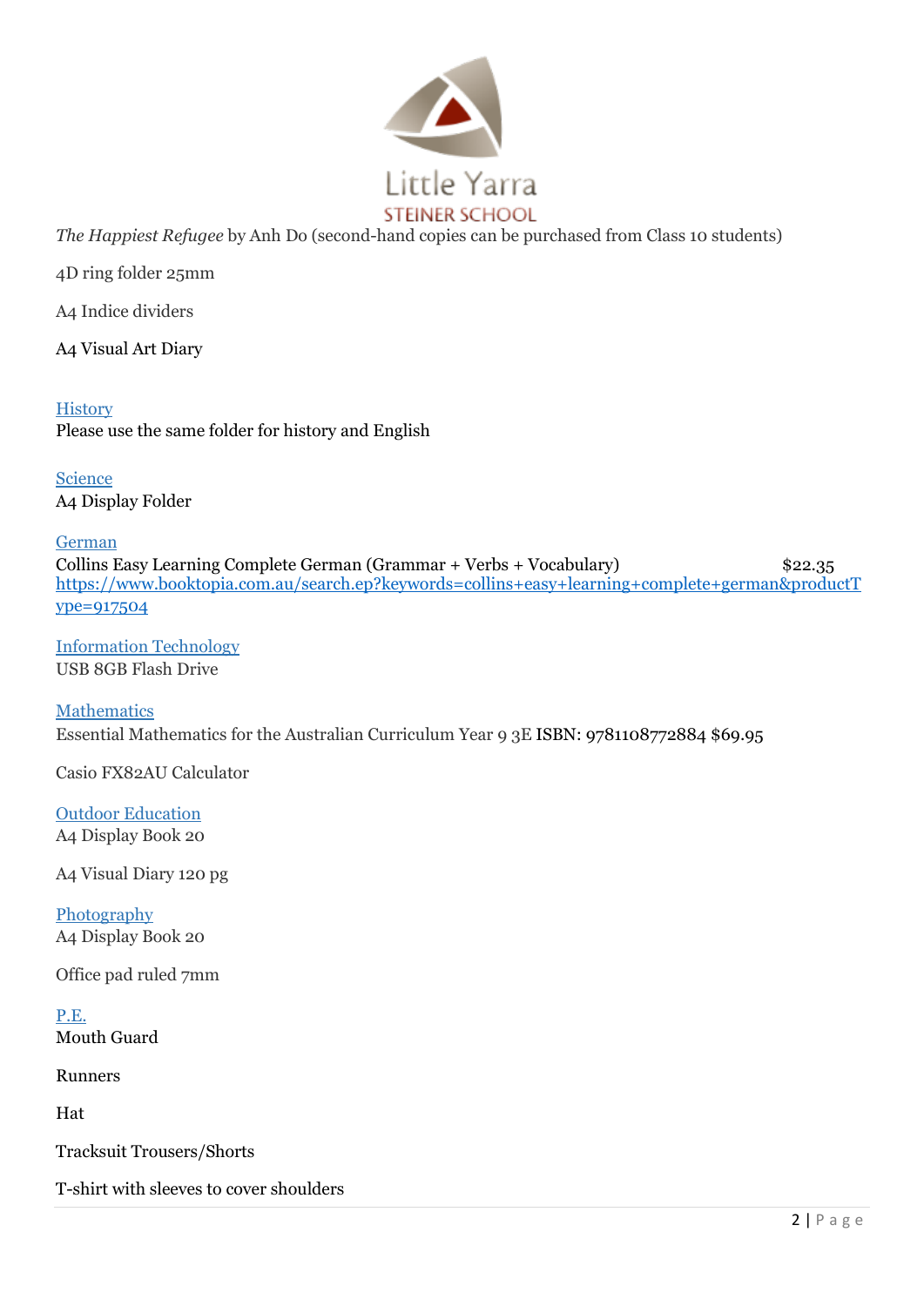Little Yarra
STEINER SCHOOL

*The Happiest Refugee* by Anh Do (second-hand copies can be purchased from Class 10 students)

4D ring folder 25mm

A4 Indice dividers

A4 Visual Art Diary

History

Please use the same folder for history and English

Science

A4 Display Folder

German

Collins Easy Learning Complete German (Grammar + Verbs + Vocabulary) $22.35

https://www.booktopia.com.au/search.ep?keywords=collins+easy+learning+complete+german&productType=917504

Information Technology

USB 8GB Flash Drive

Mathematics

Essential Mathematics for the Australian Curriculum Year 9 3E ISBN: 9781108772884 $69.95

Casio FX82AU Calculator

Outdoor Education

A4 Display Book 20

A4 Visual Diary 120 pg

Photography

A4 Display Book 20

Office pad ruled 7mm

P.E.

Mouth Guard

Runners

Hat

Tracksuit Trousers/Shorts

T-shirt with sleeves to cover shoulders